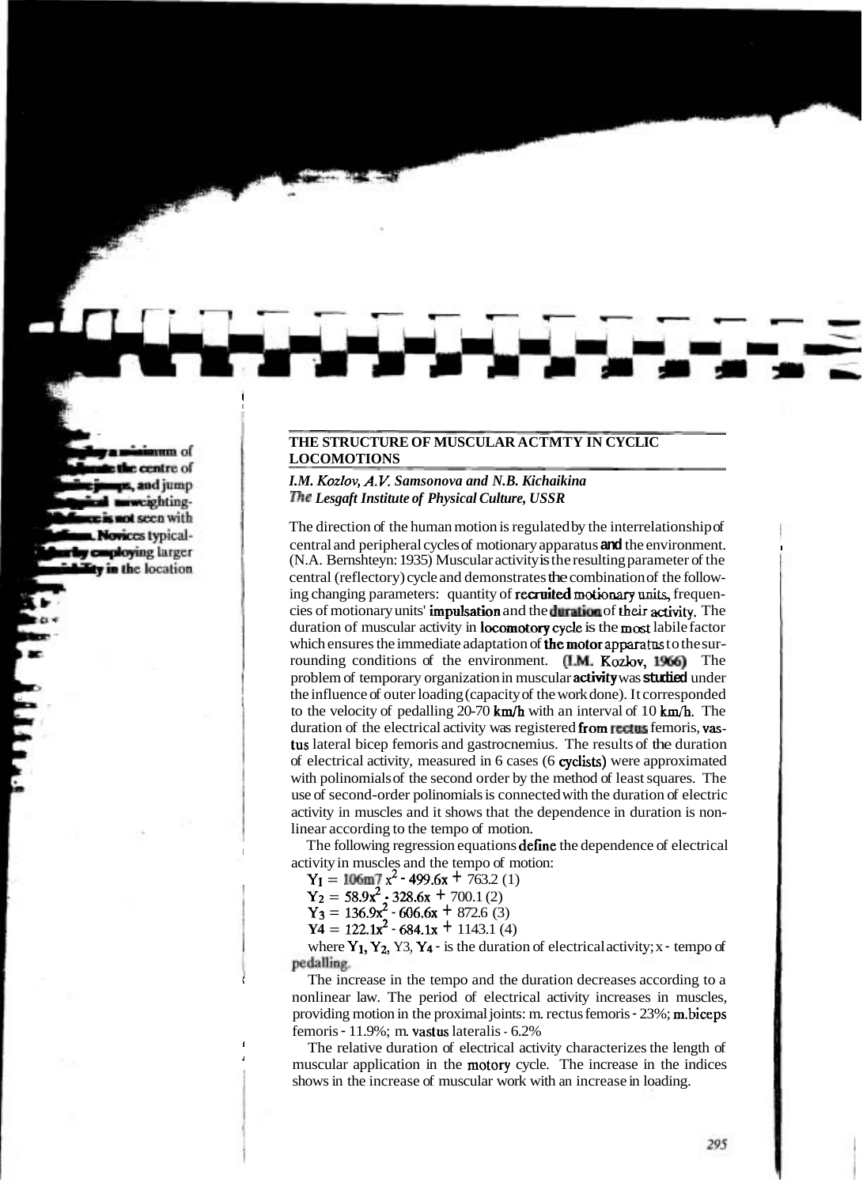## THE STRUCTURE OF MUSCULAR ACTMTY IN CYCLIC LOCOMOTIONS

***I.M. Kozlov, A.V. Samsonova and N.B. Kichaikina***
***The Lesgaft Institute of Physical Culture, USSR***

The direction of the human motion is regulated by the interrelationship of central and peripheral cycles of motionary apparatus and the environment. (N.A. Bernshteyn: 1935) Muscular activity is the resulting parameter of the central (reflectory) cycle and demonstrates the combination of the following changing parameters: quantity of recruited motionary units, frequencies of motionary units' impulsation and the duration of their activity. The duration of muscular activity in locomotory cycle is the most labile factor which ensures the immediate adaptation of the motor apparatus to the surrounding conditions of the environment. (I.M. Kozlov, 1966) The problem of temporary organization in muscular activity was studied under the influence of outer loading (capacity of the work done). It corresponded to the velocity of pedalling 20-70 km/h with an interval of 10 km/h. The duration of the electrical activity was registered from rectus femoris, vastus lateral bicep femoris and gastrocnemius. The results of the duration of electrical activity, measured in 6 cases (6 cyclists) were approximated with polinomials of the second order by the method of least squares. The use of second-order polinomials is connected with the duration of electric activity in muscles and it shows that the dependence in duration is non-linear according to the tempo of motion.

The following regression equations define the dependence of electrical activity in muscles and the tempo of motion:

$$Y_1 = 106m7\,x^2 - 499.6x + 763.2 \quad (1)$$

$$Y_2 = 58.9x^2 - 328.6x + 700.1 \quad (2)$$

$$Y_3 = 136.9x^2 - 606.6x + 872.6 \quad (3)$$

$$Y_4 = 122.1x^2 - 684.1x + 1143.1 \quad (4)$$

where $Y_1, Y_2, Y_3, Y_4$ - is the duration of electrical activity; x - tempo of pedalling.

The increase in the tempo and the duration decreases according to a nonlinear law. The period of electrical activity increases in muscles, providing motion in the proximal joints: m. rectus femoris - 23%; m.biceps femoris - 11.9%; m. vastus lateralis - 6.2%

The relative duration of electrical activity characterizes the length of muscular application in the motory cycle. The increase in the indices shows in the increase of muscular work with an increase in loading.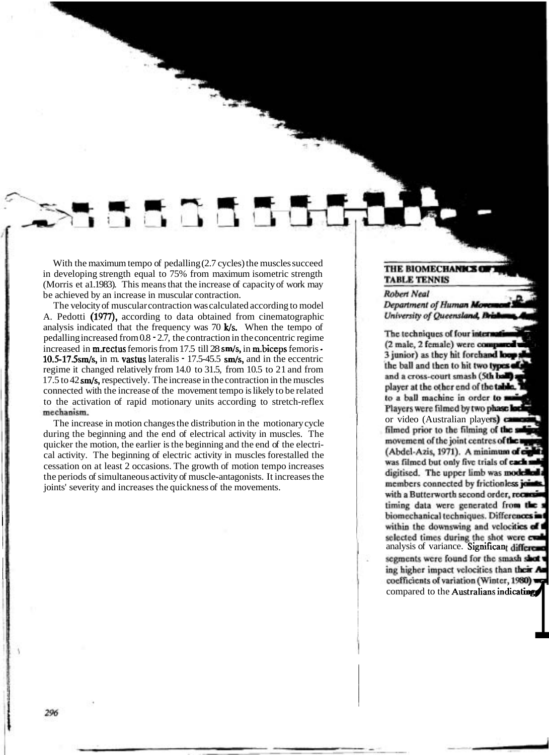With the maximum tempo of pedalling (2.7 cycles) the muscles succeed in developing strength equal to 75% from maximum isometric strength (Morris et a1.1983). This means that the increase of capacity of work may be achieved by an increase in muscular contraction.

The velocity of muscular contraction was calculated according to model A. Pedotti (1977), according to data obtained from cinematographic analysis indicated that the frequency was 70 k/s. When the tempo of pedalling increased from 0.8 - 2.7, the contraction in the concentric regime increased in m.rectus femoris from 17.5 till 28 sm/s, in m.biceps femoris - 10.5-17.5sm/s, in m. vastus lateralis - 17.5-45.5 sm/s, and in the eccentric regime it changed relatively from 14.0 to 31.5, from 10.5 to 21 and from 17.5 to 42 sm/s, respectively. The increase in the contraction in the muscles connected with the increase of the movement tempo is likely to be related to the activation of rapid motionary units according to stretch-reflex mechanism.

The increase in motion changes the distribution in the motionary cycle during the beginning and the end of electrical activity in muscles. The quicker the motion, the earlier is the beginning and the end of the electrical activity. The beginning of electric activity in muscles forestalled the cessation on at least 2 occasions. The growth of motion tempo increases the periods of simultaneous activity of muscle-antagonists. It increases the joints' severity and increases the quickness of the movements.

## THE BIOMECHANICS OF ... TABLE TENNIS

*Robert Neal*
*Department of Human Movement ...*
*University of Queensland, Brisbane, ...*

The techniques of four international ... (2 male, 2 female) were compared ... 3 junior) as they hit forehand loop ... the ball and then to hit two types of ... and a cross-court smash (5th ball) ... player at the other end of the table. ... to a ball machine in order to ... Players were filmed by two phase lock... or video (Australian players) cameras ... filmed prior to the filming of the subjects ... movement of the joint centres of the upper ... (Abdel-Azis, 1971). A minimum of eight ... was filmed but only five trials of each ... digitised. The upper limb was modelled ... members connected by frictionless joints. ... with a Butterworth second order, recursive ... timing data were generated from the ... biomechanical techniques. Differences in ... within the downswing and velocities of ... selected times during the shot were evaluated ... analysis of variance. Significant differences ... segments were found for the smash shot ... ing higher impact velocities than their Au... coefficients of variation (Winter, 1980) were ... compared to the Australians indicating ...